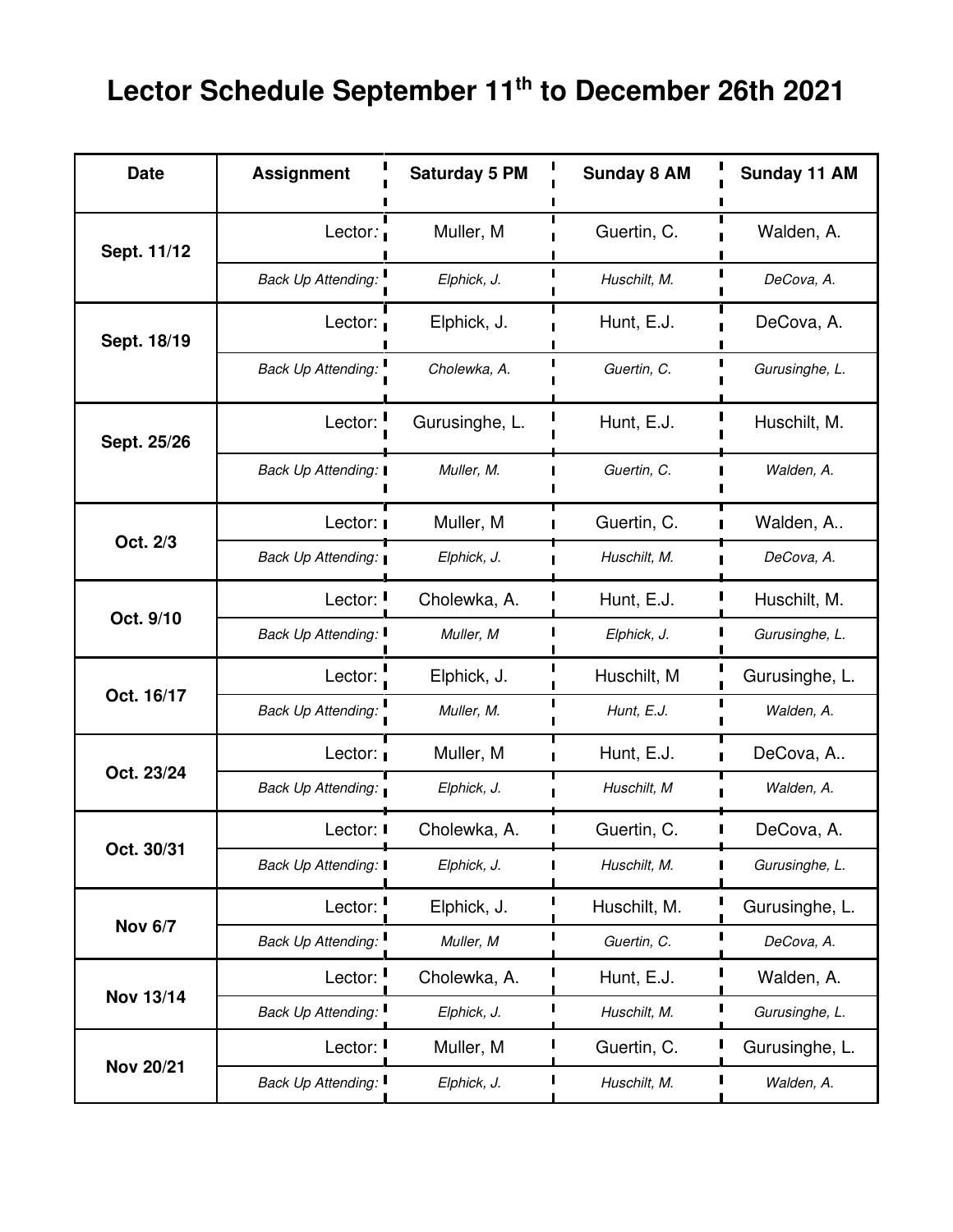# Lector Schedule September 11th to December 26th 2021

| Date | Assignment | Saturday 5 PM | Sunday 8 AM | Sunday 11 AM |
|---|---|---|---|---|
| Sept. 11/12 | Lector: | Muller, M | Guertin, C. | Walden, A. |
| | *Back Up Attending:* | *Elphick, J.* | *Huschilt, M.* | *DeCova, A.* |
| Sept. 18/19 | Lector: | Elphick, J. | Hunt, E.J. | DeCova, A. |
| | *Back Up Attending:* | *Cholewka, A.* | *Guertin, C.* | *Gurusinghe, L.* |
| Sept. 25/26 | Lector: | Gurusinghe, L. | Hunt, E.J. | Huschilt, M. |
| | *Back Up Attending:* | *Muller, M.* | *Guertin, C.* | *Walden, A.* |
| Oct. 2/3 | Lector: | Muller, M | Guertin, C. | Walden, A.. |
| | *Back Up Attending:* | *Elphick, J.* | *Huschilt, M.* | *DeCova, A.* |
| Oct. 9/10 | Lector: | Cholewka, A. | Hunt, E.J. | Huschilt, M. |
| | *Back Up Attending:* | *Muller, M* | *Elphick, J.* | *Gurusinghe, L.* |
| Oct. 16/17 | Lector: | Elphick, J. | Huschilt, M | Gurusinghe, L. |
| | *Back Up Attending:* | *Muller, M.* | *Hunt, E.J.* | *Walden, A.* |
| Oct. 23/24 | Lector: | Muller, M | Hunt, E.J. | DeCova, A.. |
| | *Back Up Attending:* | *Elphick, J.* | *Huschilt, M* | *Walden, A.* |
| Oct. 30/31 | Lector: | Cholewka, A. | Guertin, C. | DeCova, A. |
| | *Back Up Attending:* | *Elphick, J.* | *Huschilt, M.* | *Gurusinghe, L.* |
| Nov 6/7 | Lector: | Elphick, J. | Huschilt, M. | Gurusinghe, L. |
| | *Back Up Attending:* | *Muller, M* | *Guertin, C.* | *DeCova, A.* |
| Nov 13/14 | Lector: | Cholewka, A. | Hunt, E.J. | Walden, A. |
| | *Back Up Attending:* | *Elphick, J.* | *Huschilt, M.* | *Gurusinghe, L.* |
| Nov 20/21 | Lector: | Muller, M | Guertin, C. | Gurusinghe, L. |
| | *Back Up Attending:* | *Elphick, J.* | *Huschilt, M.* | *Walden, A.* |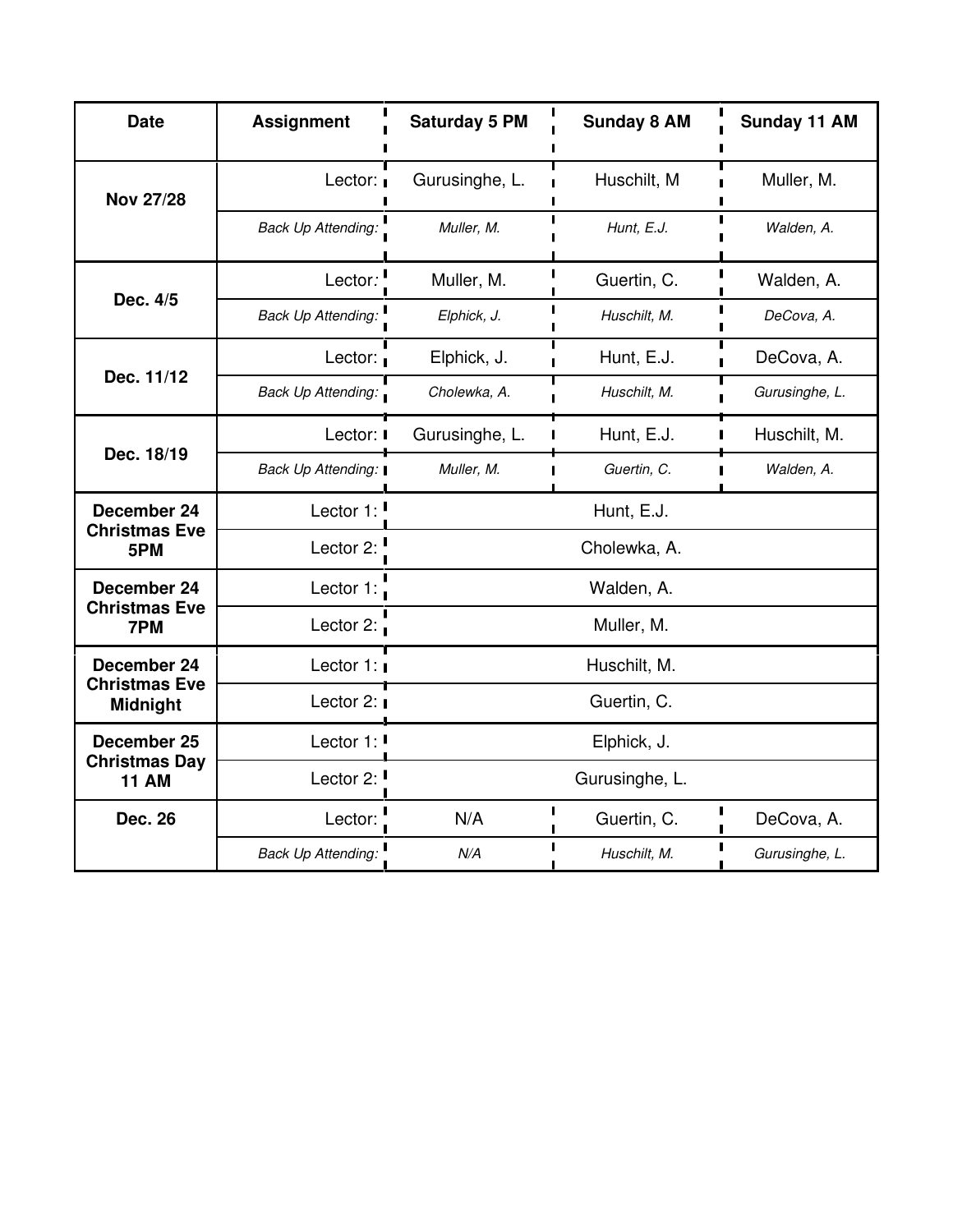| Date | Assignment | Saturday 5 PM | Sunday 8 AM | Sunday 11 AM |
|---|---|---|---|---|
| **Nov 27/28** | Lector: | Gurusinghe, L. | Huschilt, M | Muller, M. |
| | *Back Up Attending:* | *Muller, M.* | *Hunt, E.J.* | *Walden, A.* |
| **Dec. 4/5** | Lector: | Muller, M. | Guertin, C. | Walden, A. |
| | *Back Up Attending:* | *Elphick, J.* | *Huschilt, M.* | *DeCova, A.* |
| **Dec. 11/12** | Lector: | Elphick, J. | Hunt, E.J. | DeCova, A. |
| | *Back Up Attending:* | *Cholewka, A.* | *Huschilt, M.* | *Gurusinghe, L.* |
| **Dec. 18/19** | Lector: | Gurusinghe, L. | Hunt, E.J. | Huschilt, M. |
| | *Back Up Attending:* | *Muller, M.* | *Guertin, C.* | *Walden, A.* |
| **December 24 Christmas Eve 5PM** | Lector 1: | Hunt, E.J. | | |
| | Lector 2: | Cholewka, A. | | |
| **December 24 Christmas Eve 7PM** | Lector 1: | Walden, A. | | |
| | Lector 2: | Muller, M. | | |
| **December 24 Christmas Eve Midnight** | Lector 1: | Huschilt, M. | | |
| | Lector 2: | Guertin, C. | | |
| **December 25 Christmas Day 11 AM** | Lector 1: | Elphick, J. | | |
| | Lector 2: | Gurusinghe, L. | | |
| **Dec. 26** | Lector: | N/A | Guertin, C. | DeCova, A. |
| | *Back Up Attending:* | *N/A* | *Huschilt, M.* | *Gurusinghe, L.* |